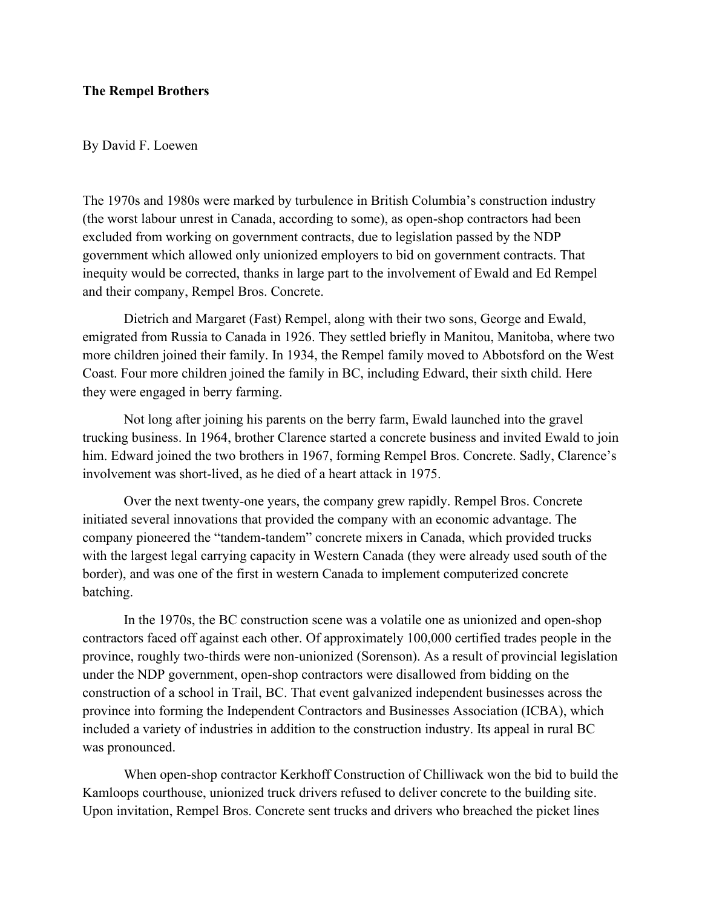**The Rempel Brothers**

By David F. Loewen

The 1970s and 1980s were marked by turbulence in British Columbia's construction industry (the worst labour unrest in Canada, according to some), as open-shop contractors had been excluded from working on government contracts, due to legislation passed by the NDP government which allowed only unionized employers to bid on government contracts. That inequity would be corrected, thanks in large part to the involvement of Ewald and Ed Rempel and their company, Rempel Bros. Concrete.

Dietrich and Margaret (Fast) Rempel, along with their two sons, George and Ewald, emigrated from Russia to Canada in 1926. They settled briefly in Manitou, Manitoba, where two more children joined their family. In 1934, the Rempel family moved to Abbotsford on the West Coast. Four more children joined the family in BC, including Edward, their sixth child. Here they were engaged in berry farming.

Not long after joining his parents on the berry farm, Ewald launched into the gravel trucking business. In 1964, brother Clarence started a concrete business and invited Ewald to join him. Edward joined the two brothers in 1967, forming Rempel Bros. Concrete. Sadly, Clarence's involvement was short-lived, as he died of a heart attack in 1975.

Over the next twenty-one years, the company grew rapidly. Rempel Bros. Concrete initiated several innovations that provided the company with an economic advantage. The company pioneered the "tandem-tandem" concrete mixers in Canada, which provided trucks with the largest legal carrying capacity in Western Canada (they were already used south of the border), and was one of the first in western Canada to implement computerized concrete batching.

In the 1970s, the BC construction scene was a volatile one as unionized and open-shop contractors faced off against each other. Of approximately 100,000 certified trades people in the province, roughly two-thirds were non-unionized (Sorenson). As a result of provincial legislation under the NDP government, open-shop contractors were disallowed from bidding on the construction of a school in Trail, BC. That event galvanized independent businesses across the province into forming the Independent Contractors and Businesses Association (ICBA), which included a variety of industries in addition to the construction industry. Its appeal in rural BC was pronounced.

When open-shop contractor Kerkhoff Construction of Chilliwack won the bid to build the Kamloops courthouse, unionized truck drivers refused to deliver concrete to the building site. Upon invitation, Rempel Bros. Concrete sent trucks and drivers who breached the picket lines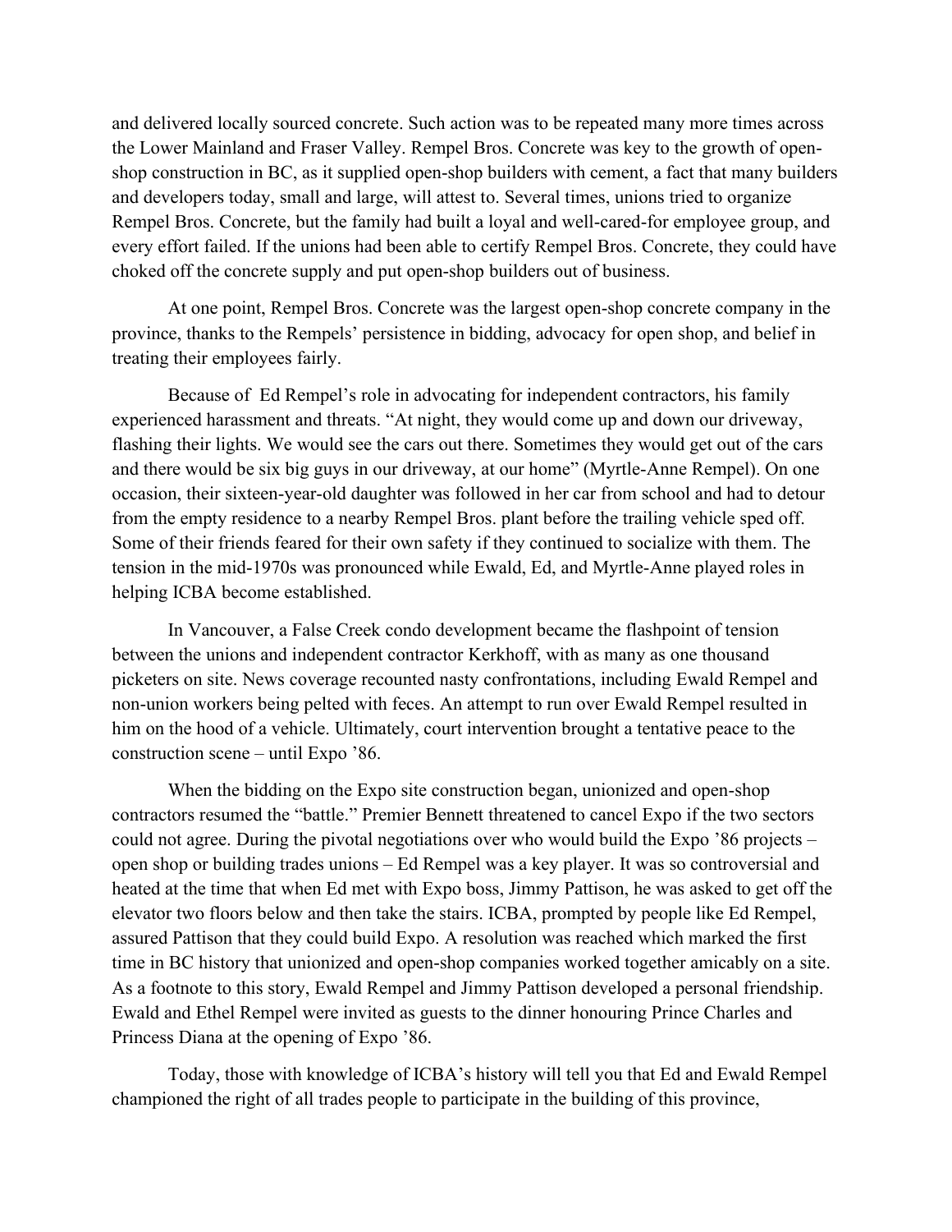and delivered locally sourced concrete. Such action was to be repeated many more times across the Lower Mainland and Fraser Valley. Rempel Bros. Concrete was key to the growth of open-shop construction in BC, as it supplied open-shop builders with cement, a fact that many builders and developers today, small and large, will attest to. Several times, unions tried to organize Rempel Bros. Concrete, but the family had built a loyal and well-cared-for employee group, and every effort failed. If the unions had been able to certify Rempel Bros. Concrete, they could have choked off the concrete supply and put open-shop builders out of business.

At one point, Rempel Bros. Concrete was the largest open-shop concrete company in the province, thanks to the Rempels' persistence in bidding, advocacy for open shop, and belief in treating their employees fairly.

Because of Ed Rempel's role in advocating for independent contractors, his family experienced harassment and threats. "At night, they would come up and down our driveway, flashing their lights. We would see the cars out there. Sometimes they would get out of the cars and there would be six big guys in our driveway, at our home" (Myrtle-Anne Rempel). On one occasion, their sixteen-year-old daughter was followed in her car from school and had to detour from the empty residence to a nearby Rempel Bros. plant before the trailing vehicle sped off. Some of their friends feared for their own safety if they continued to socialize with them. The tension in the mid-1970s was pronounced while Ewald, Ed, and Myrtle-Anne played roles in helping ICBA become established.

In Vancouver, a False Creek condo development became the flashpoint of tension between the unions and independent contractor Kerkhoff, with as many as one thousand picketers on site. News coverage recounted nasty confrontations, including Ewald Rempel and non-union workers being pelted with feces. An attempt to run over Ewald Rempel resulted in him on the hood of a vehicle. Ultimately, court intervention brought a tentative peace to the construction scene – until Expo '86.

When the bidding on the Expo site construction began, unionized and open-shop contractors resumed the "battle." Premier Bennett threatened to cancel Expo if the two sectors could not agree. During the pivotal negotiations over who would build the Expo '86 projects – open shop or building trades unions – Ed Rempel was a key player. It was so controversial and heated at the time that when Ed met with Expo boss, Jimmy Pattison, he was asked to get off the elevator two floors below and then take the stairs. ICBA, prompted by people like Ed Rempel, assured Pattison that they could build Expo. A resolution was reached which marked the first time in BC history that unionized and open-shop companies worked together amicably on a site. As a footnote to this story, Ewald Rempel and Jimmy Pattison developed a personal friendship. Ewald and Ethel Rempel were invited as guests to the dinner honouring Prince Charles and Princess Diana at the opening of Expo '86.

Today, those with knowledge of ICBA's history will tell you that Ed and Ewald Rempel championed the right of all trades people to participate in the building of this province,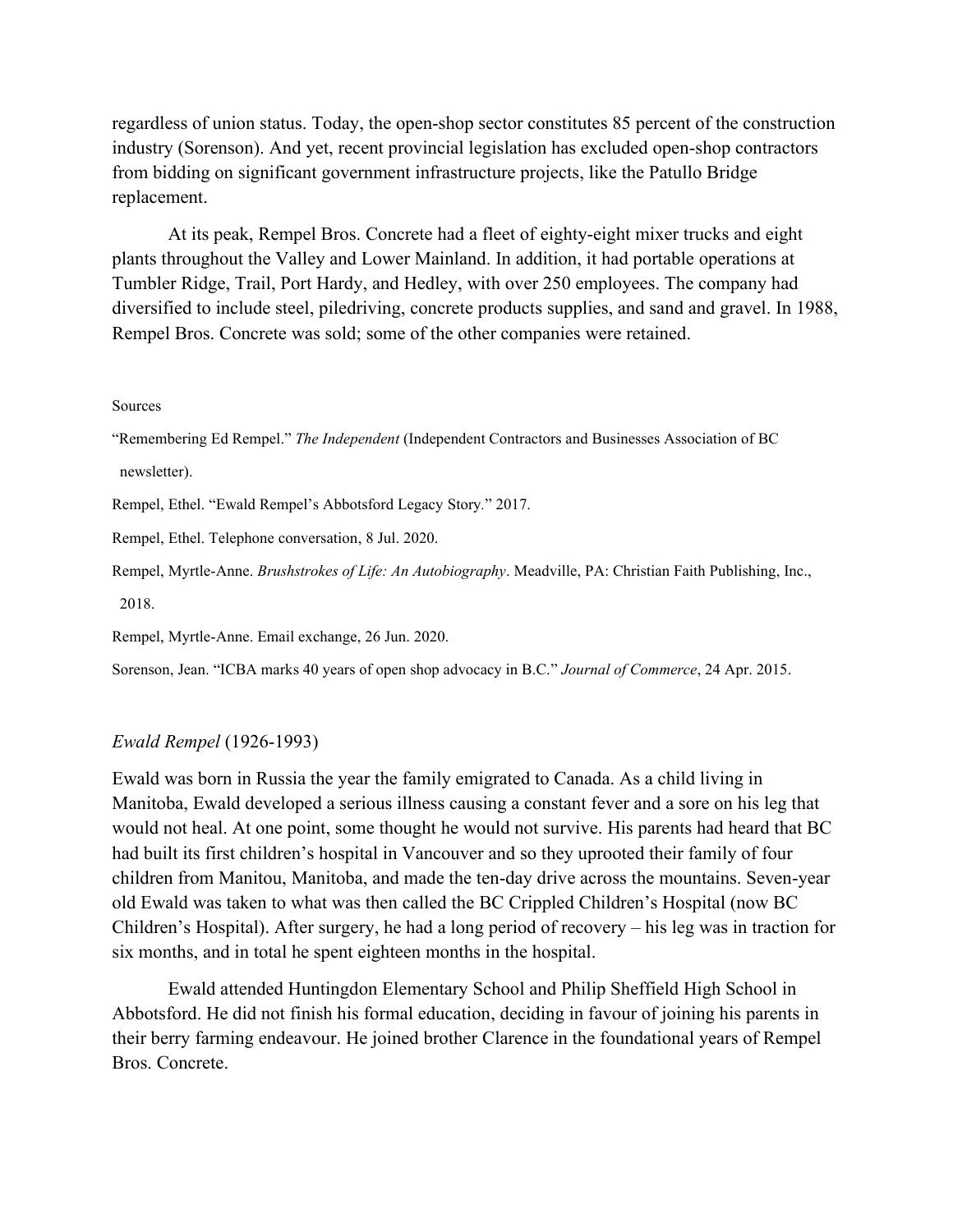regardless of union status. Today, the open-shop sector constitutes 85 percent of the construction industry (Sorenson). And yet, recent provincial legislation has excluded open-shop contractors from bidding on significant government infrastructure projects, like the Patullo Bridge replacement.

At its peak, Rempel Bros. Concrete had a fleet of eighty-eight mixer trucks and eight plants throughout the Valley and Lower Mainland. In addition, it had portable operations at Tumbler Ridge, Trail, Port Hardy, and Hedley, with over 250 employees. The company had diversified to include steel, piledriving, concrete products supplies, and sand and gravel. In 1988, Rempel Bros. Concrete was sold; some of the other companies were retained.

Sources

"Remembering Ed Rempel." *The Independent* (Independent Contractors and Businesses Association of BC newsletter).

Rempel, Ethel. "Ewald Rempel's Abbotsford Legacy Story." 2017.

Rempel, Ethel. Telephone conversation, 8 Jul. 2020.

Rempel, Myrtle-Anne. *Brushstrokes of Life: An Autobiography*. Meadville, PA: Christian Faith Publishing, Inc., 2018.

Rempel, Myrtle-Anne. Email exchange, 26 Jun. 2020.

Sorenson, Jean. "ICBA marks 40 years of open shop advocacy in B.C." *Journal of Commerce*, 24 Apr. 2015.

*Ewald Rempel* (1926-1993)

Ewald was born in Russia the year the family emigrated to Canada. As a child living in Manitoba, Ewald developed a serious illness causing a constant fever and a sore on his leg that would not heal. At one point, some thought he would not survive. His parents had heard that BC had built its first children's hospital in Vancouver and so they uprooted their family of four children from Manitou, Manitoba, and made the ten-day drive across the mountains. Seven-year old Ewald was taken to what was then called the BC Crippled Children's Hospital (now BC Children's Hospital). After surgery, he had a long period of recovery – his leg was in traction for six months, and in total he spent eighteen months in the hospital.

Ewald attended Huntingdon Elementary School and Philip Sheffield High School in Abbotsford. He did not finish his formal education, deciding in favour of joining his parents in their berry farming endeavour. He joined brother Clarence in the foundational years of Rempel Bros. Concrete.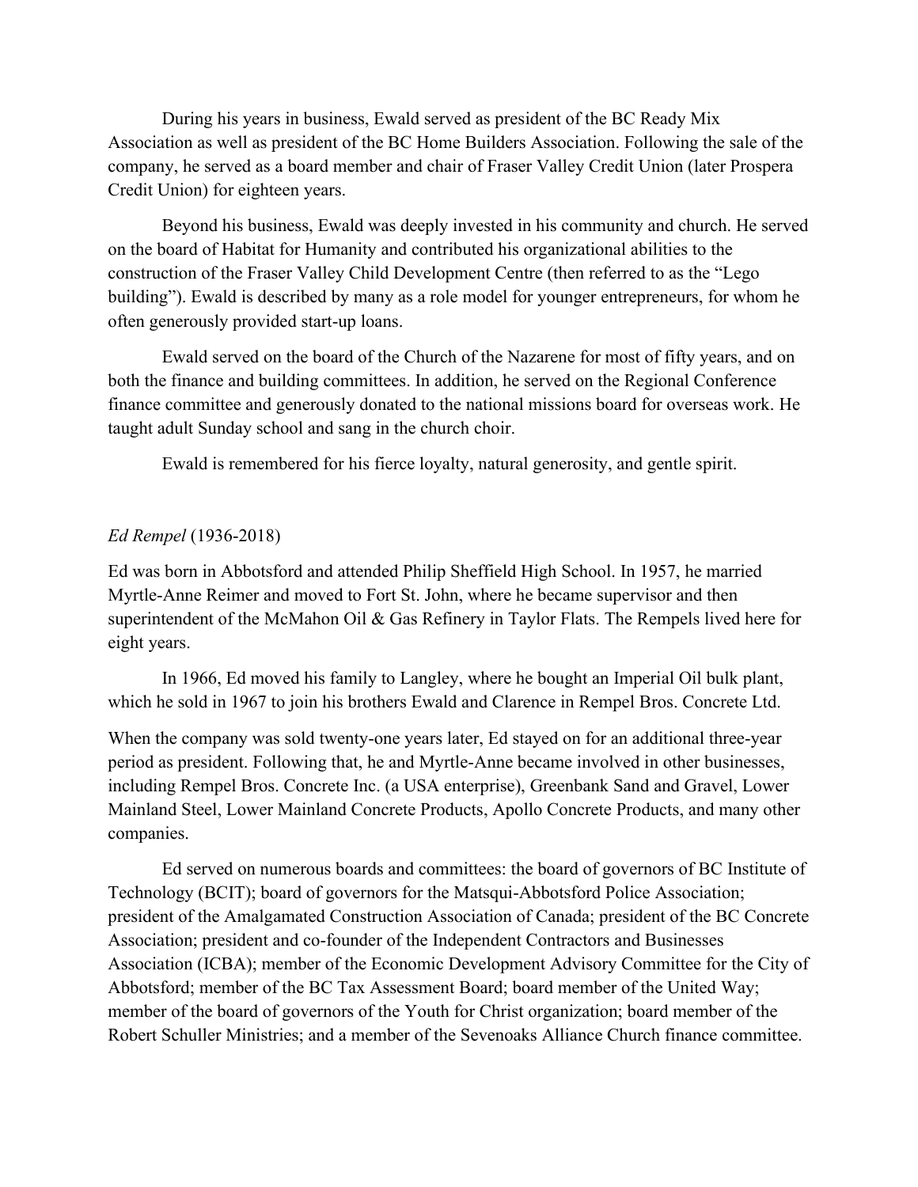During his years in business, Ewald served as president of the BC Ready Mix Association as well as president of the BC Home Builders Association. Following the sale of the company, he served as a board member and chair of Fraser Valley Credit Union (later Prospera Credit Union) for eighteen years.

Beyond his business, Ewald was deeply invested in his community and church. He served on the board of Habitat for Humanity and contributed his organizational abilities to the construction of the Fraser Valley Child Development Centre (then referred to as the "Lego building"). Ewald is described by many as a role model for younger entrepreneurs, for whom he often generously provided start-up loans.

Ewald served on the board of the Church of the Nazarene for most of fifty years, and on both the finance and building committees. In addition, he served on the Regional Conference finance committee and generously donated to the national missions board for overseas work. He taught adult Sunday school and sang in the church choir.

Ewald is remembered for his fierce loyalty, natural generosity, and gentle spirit.

*Ed Rempel* (1936-2018)

Ed was born in Abbotsford and attended Philip Sheffield High School. In 1957, he married Myrtle-Anne Reimer and moved to Fort St. John, where he became supervisor and then superintendent of the McMahon Oil & Gas Refinery in Taylor Flats. The Rempels lived here for eight years.

In 1966, Ed moved his family to Langley, where he bought an Imperial Oil bulk plant, which he sold in 1967 to join his brothers Ewald and Clarence in Rempel Bros. Concrete Ltd.

When the company was sold twenty-one years later, Ed stayed on for an additional three-year period as president. Following that, he and Myrtle-Anne became involved in other businesses, including Rempel Bros. Concrete Inc. (a USA enterprise), Greenbank Sand and Gravel, Lower Mainland Steel, Lower Mainland Concrete Products, Apollo Concrete Products, and many other companies.

Ed served on numerous boards and committees: the board of governors of BC Institute of Technology (BCIT); board of governors for the Matsqui-Abbotsford Police Association; president of the Amalgamated Construction Association of Canada; president of the BC Concrete Association; president and co-founder of the Independent Contractors and Businesses Association (ICBA); member of the Economic Development Advisory Committee for the City of Abbotsford; member of the BC Tax Assessment Board; board member of the United Way; member of the board of governors of the Youth for Christ organization; board member of the Robert Schuller Ministries; and a member of the Sevenoaks Alliance Church finance committee.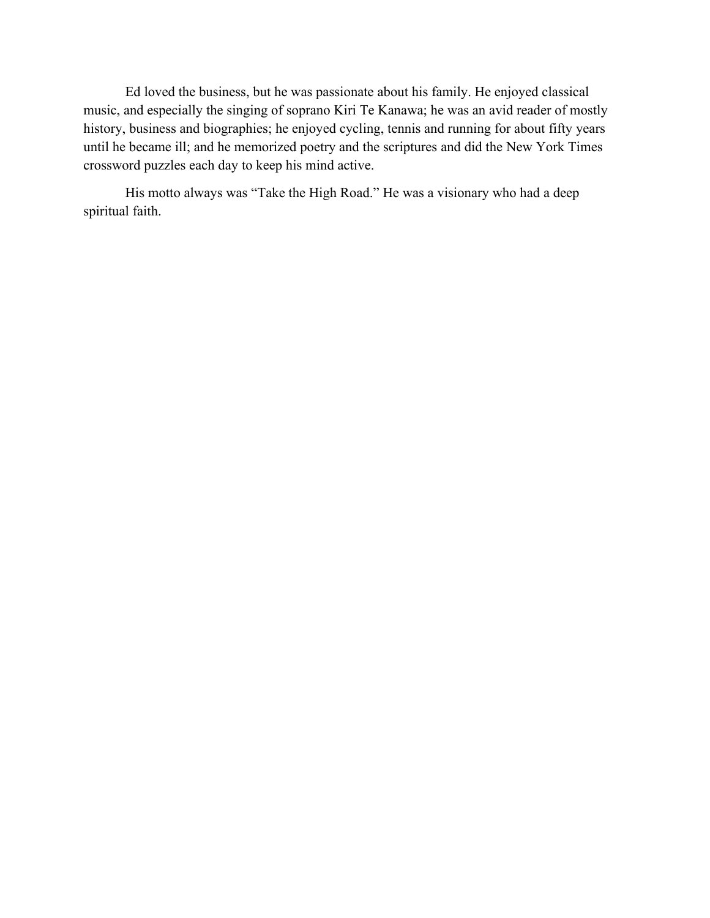Ed loved the business, but he was passionate about his family. He enjoyed classical music, and especially the singing of soprano Kiri Te Kanawa; he was an avid reader of mostly history, business and biographies; he enjoyed cycling, tennis and running for about fifty years until he became ill; and he memorized poetry and the scriptures and did the New York Times crossword puzzles each day to keep his mind active.

His motto always was "Take the High Road." He was a visionary who had a deep spiritual faith.